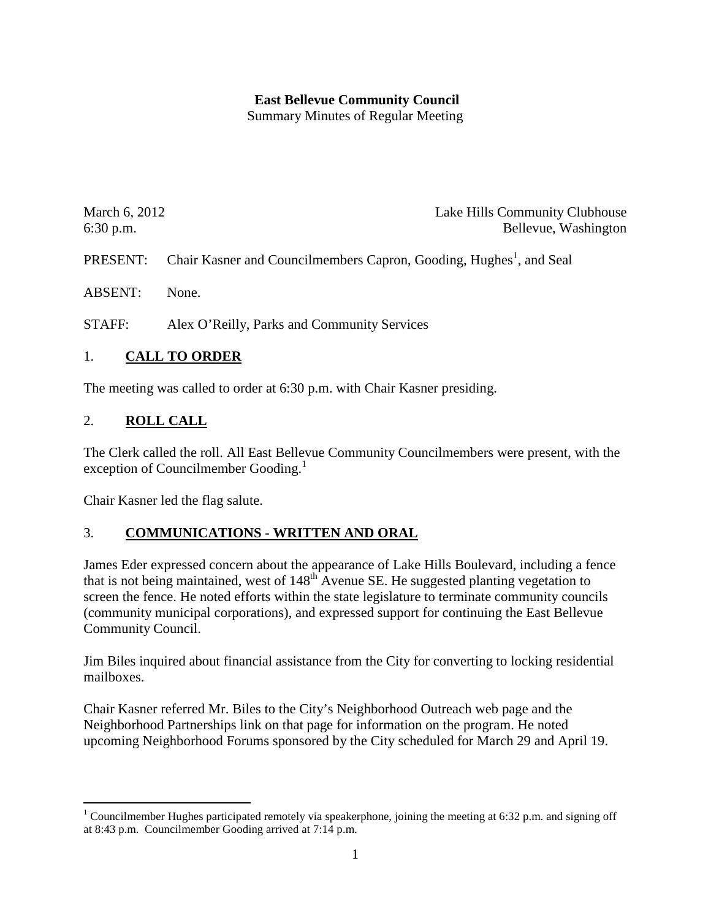**East Bellevue Community Council**
Summary Minutes of Regular Meeting

March 6, 2012 — Lake Hills Community Clubhouse
6:30 p.m. — Bellevue, Washington

PRESENT: Chair Kasner and Councilmembers Capron, Gooding, Hughes[1], and Seal

ABSENT: None.

STAFF: Alex O'Reilly, Parks and Community Services

## 1. CALL TO ORDER

The meeting was called to order at 6:30 p.m. with Chair Kasner presiding.

## 2. ROLL CALL

The Clerk called the roll. All East Bellevue Community Councilmembers were present, with the exception of Councilmember Gooding.[1]

Chair Kasner led the flag salute.

## 3. COMMUNICATIONS - WRITTEN AND ORAL

James Eder expressed concern about the appearance of Lake Hills Boulevard, including a fence that is not being maintained, west of 148th Avenue SE. He suggested planting vegetation to screen the fence. He noted efforts within the state legislature to terminate community councils (community municipal corporations), and expressed support for continuing the East Bellevue Community Council.

Jim Biles inquired about financial assistance from the City for converting to locking residential mailboxes.

Chair Kasner referred Mr. Biles to the City's Neighborhood Outreach web page and the Neighborhood Partnerships link on that page for information on the program. He noted upcoming Neighborhood Forums sponsored by the City scheduled for March 29 and April 19.

---

[1] Councilmember Hughes participated remotely via speakerphone, joining the meeting at 6:32 p.m. and signing off at 8:43 p.m. Councilmember Gooding arrived at 7:14 p.m.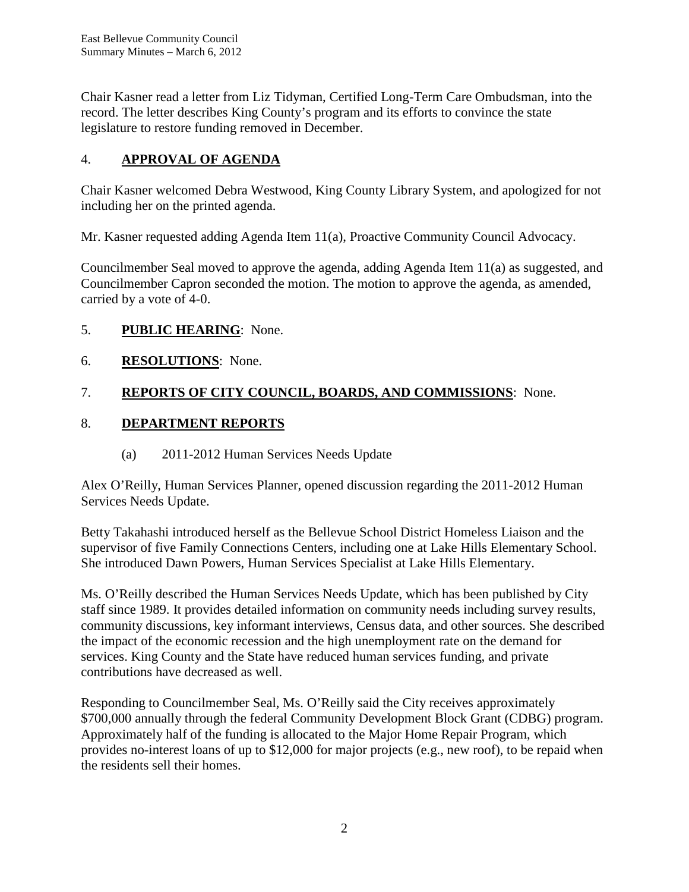Chair Kasner read a letter from Liz Tidyman, Certified Long-Term Care Ombudsman, into the record. The letter describes King County's program and its efforts to convince the state legislature to restore funding removed in December.

## 4. **APPROVAL OF AGENDA**

Chair Kasner welcomed Debra Westwood, King County Library System, and apologized for not including her on the printed agenda.

Mr. Kasner requested adding Agenda Item 11(a), Proactive Community Council Advocacy.

Councilmember Seal moved to approve the agenda, adding Agenda Item 11(a) as suggested, and Councilmember Capron seconded the motion. The motion to approve the agenda, as amended, carried by a vote of 4-0.

## 5. **PUBLIC HEARING**: None.

## 6. **RESOLUTIONS**: None.

## 7. **REPORTS OF CITY COUNCIL, BOARDS, AND COMMISSIONS**: None.

## 8. **DEPARTMENT REPORTS**

(a) 2011-2012 Human Services Needs Update

Alex O'Reilly, Human Services Planner, opened discussion regarding the 2011-2012 Human Services Needs Update.

Betty Takahashi introduced herself as the Bellevue School District Homeless Liaison and the supervisor of five Family Connections Centers, including one at Lake Hills Elementary School. She introduced Dawn Powers, Human Services Specialist at Lake Hills Elementary.

Ms. O'Reilly described the Human Services Needs Update, which has been published by City staff since 1989. It provides detailed information on community needs including survey results, community discussions, key informant interviews, Census data, and other sources. She described the impact of the economic recession and the high unemployment rate on the demand for services. King County and the State have reduced human services funding, and private contributions have decreased as well.

Responding to Councilmember Seal, Ms. O'Reilly said the City receives approximately $700,000 annually through the federal Community Development Block Grant (CDBG) program. Approximately half of the funding is allocated to the Major Home Repair Program, which provides no-interest loans of up to $12,000 for major projects (e.g., new roof), to be repaid when the residents sell their homes.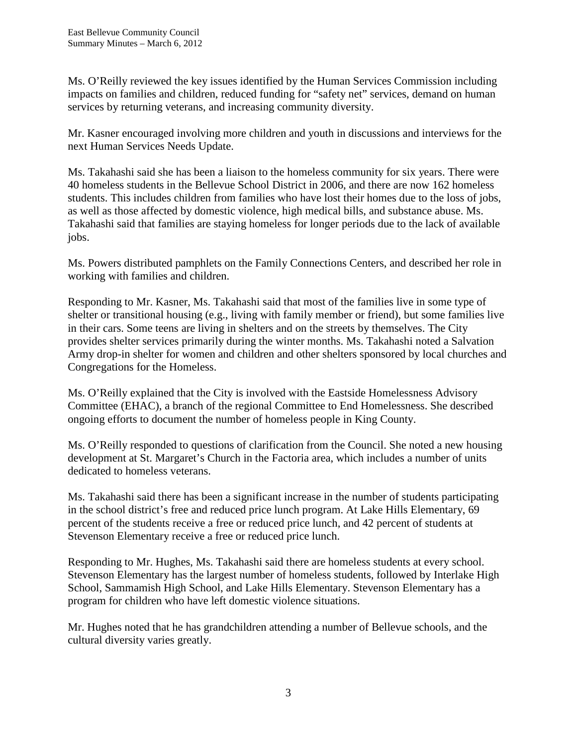Ms. O'Reilly reviewed the key issues identified by the Human Services Commission including impacts on families and children, reduced funding for "safety net" services, demand on human services by returning veterans, and increasing community diversity.

Mr. Kasner encouraged involving more children and youth in discussions and interviews for the next Human Services Needs Update.

Ms. Takahashi said she has been a liaison to the homeless community for six years. There were 40 homeless students in the Bellevue School District in 2006, and there are now 162 homeless students. This includes children from families who have lost their homes due to the loss of jobs, as well as those affected by domestic violence, high medical bills, and substance abuse. Ms. Takahashi said that families are staying homeless for longer periods due to the lack of available jobs.

Ms. Powers distributed pamphlets on the Family Connections Centers, and described her role in working with families and children.

Responding to Mr. Kasner, Ms. Takahashi said that most of the families live in some type of shelter or transitional housing (e.g., living with family member or friend), but some families live in their cars. Some teens are living in shelters and on the streets by themselves. The City provides shelter services primarily during the winter months. Ms. Takahashi noted a Salvation Army drop-in shelter for women and children and other shelters sponsored by local churches and Congregations for the Homeless.

Ms. O'Reilly explained that the City is involved with the Eastside Homelessness Advisory Committee (EHAC), a branch of the regional Committee to End Homelessness. She described ongoing efforts to document the number of homeless people in King County.

Ms. O'Reilly responded to questions of clarification from the Council. She noted a new housing development at St. Margaret's Church in the Factoria area, which includes a number of units dedicated to homeless veterans.

Ms. Takahashi said there has been a significant increase in the number of students participating in the school district's free and reduced price lunch program. At Lake Hills Elementary, 69 percent of the students receive a free or reduced price lunch, and 42 percent of students at Stevenson Elementary receive a free or reduced price lunch.

Responding to Mr. Hughes, Ms. Takahashi said there are homeless students at every school. Stevenson Elementary has the largest number of homeless students, followed by Interlake High School, Sammamish High School, and Lake Hills Elementary. Stevenson Elementary has a program for children who have left domestic violence situations.

Mr. Hughes noted that he has grandchildren attending a number of Bellevue schools, and the cultural diversity varies greatly.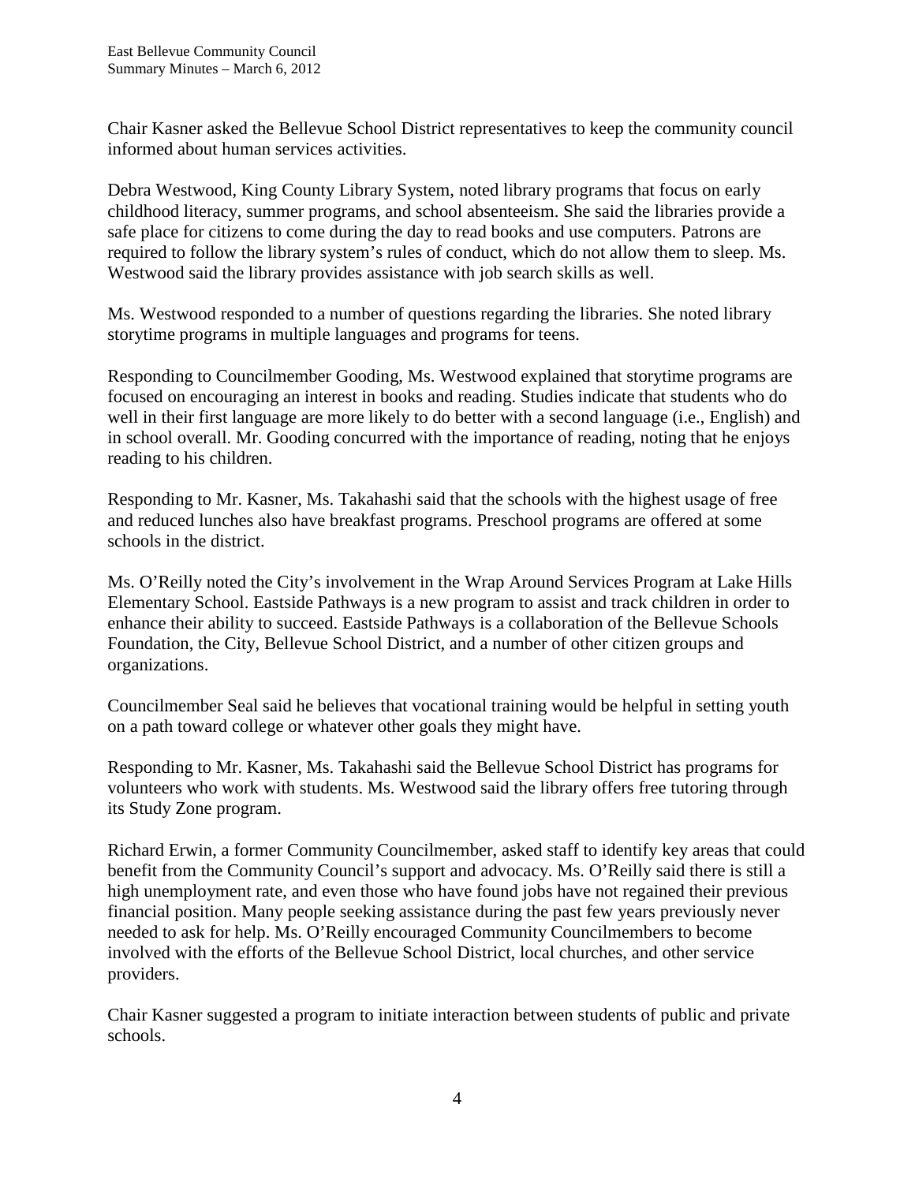Chair Kasner asked the Bellevue School District representatives to keep the community council informed about human services activities.

Debra Westwood, King County Library System, noted library programs that focus on early childhood literacy, summer programs, and school absenteeism. She said the libraries provide a safe place for citizens to come during the day to read books and use computers. Patrons are required to follow the library system's rules of conduct, which do not allow them to sleep. Ms. Westwood said the library provides assistance with job search skills as well.

Ms. Westwood responded to a number of questions regarding the libraries. She noted library storytime programs in multiple languages and programs for teens.

Responding to Councilmember Gooding, Ms. Westwood explained that storytime programs are focused on encouraging an interest in books and reading. Studies indicate that students who do well in their first language are more likely to do better with a second language (i.e., English) and in school overall. Mr. Gooding concurred with the importance of reading, noting that he enjoys reading to his children.

Responding to Mr. Kasner, Ms. Takahashi said that the schools with the highest usage of free and reduced lunches also have breakfast programs. Preschool programs are offered at some schools in the district.

Ms. O'Reilly noted the City's involvement in the Wrap Around Services Program at Lake Hills Elementary School. Eastside Pathways is a new program to assist and track children in order to enhance their ability to succeed. Eastside Pathways is a collaboration of the Bellevue Schools Foundation, the City, Bellevue School District, and a number of other citizen groups and organizations.

Councilmember Seal said he believes that vocational training would be helpful in setting youth on a path toward college or whatever other goals they might have.

Responding to Mr. Kasner, Ms. Takahashi said the Bellevue School District has programs for volunteers who work with students. Ms. Westwood said the library offers free tutoring through its Study Zone program.

Richard Erwin, a former Community Councilmember, asked staff to identify key areas that could benefit from the Community Council's support and advocacy. Ms. O'Reilly said there is still a high unemployment rate, and even those who have found jobs have not regained their previous financial position. Many people seeking assistance during the past few years previously never needed to ask for help. Ms. O'Reilly encouraged Community Councilmembers to become involved with the efforts of the Bellevue School District, local churches, and other service providers.

Chair Kasner suggested a program to initiate interaction between students of public and private schools.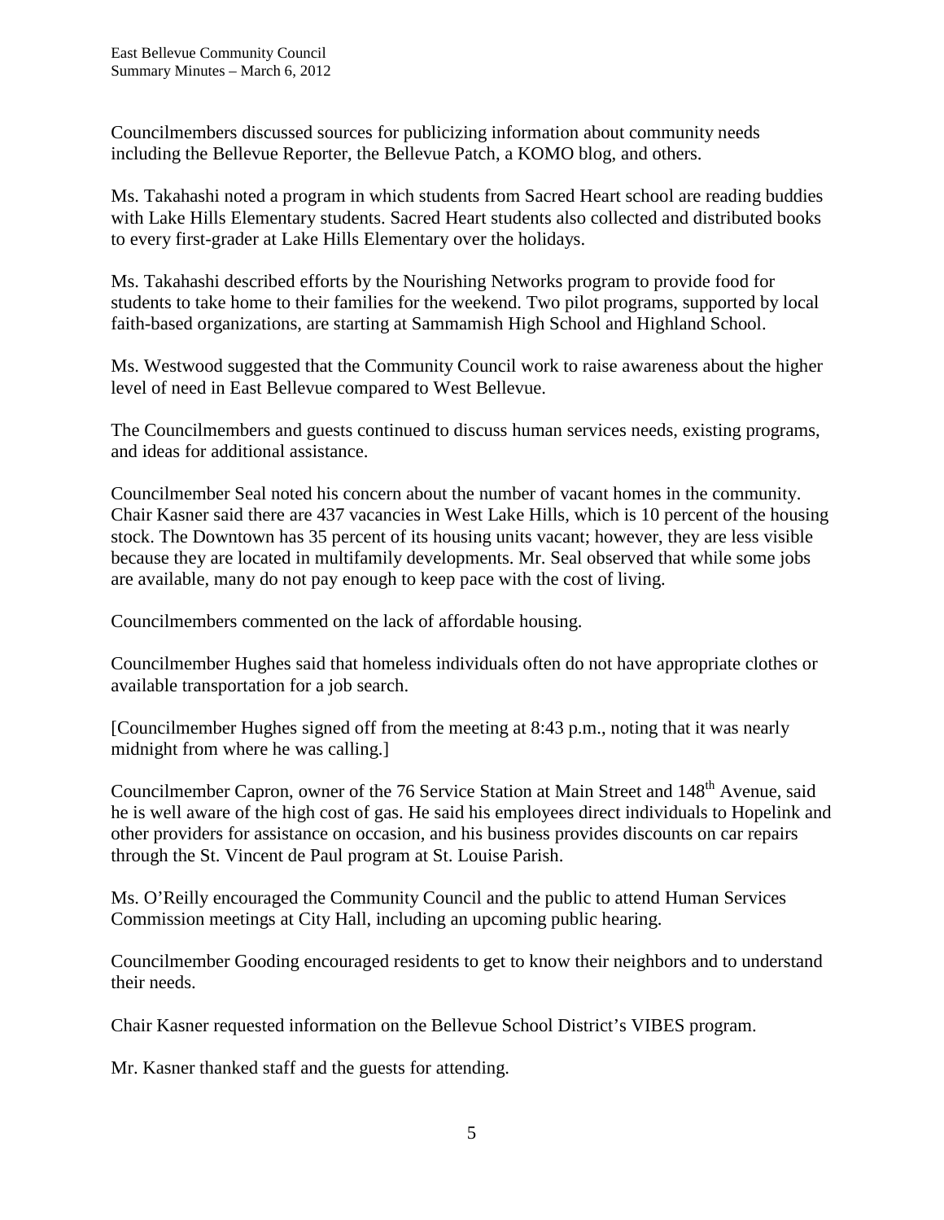Councilmembers discussed sources for publicizing information about community needs including the Bellevue Reporter, the Bellevue Patch, a KOMO blog, and others.

Ms. Takahashi noted a program in which students from Sacred Heart school are reading buddies with Lake Hills Elementary students. Sacred Heart students also collected and distributed books to every first-grader at Lake Hills Elementary over the holidays.

Ms. Takahashi described efforts by the Nourishing Networks program to provide food for students to take home to their families for the weekend. Two pilot programs, supported by local faith-based organizations, are starting at Sammamish High School and Highland School.

Ms. Westwood suggested that the Community Council work to raise awareness about the higher level of need in East Bellevue compared to West Bellevue.

The Councilmembers and guests continued to discuss human services needs, existing programs, and ideas for additional assistance.

Councilmember Seal noted his concern about the number of vacant homes in the community. Chair Kasner said there are 437 vacancies in West Lake Hills, which is 10 percent of the housing stock. The Downtown has 35 percent of its housing units vacant; however, they are less visible because they are located in multifamily developments. Mr. Seal observed that while some jobs are available, many do not pay enough to keep pace with the cost of living.

Councilmembers commented on the lack of affordable housing.

Councilmember Hughes said that homeless individuals often do not have appropriate clothes or available transportation for a job search.

[Councilmember Hughes signed off from the meeting at 8:43 p.m., noting that it was nearly midnight from where he was calling.]

Councilmember Capron, owner of the 76 Service Station at Main Street and 148th Avenue, said he is well aware of the high cost of gas. He said his employees direct individuals to Hopelink and other providers for assistance on occasion, and his business provides discounts on car repairs through the St. Vincent de Paul program at St. Louise Parish.

Ms. O'Reilly encouraged the Community Council and the public to attend Human Services Commission meetings at City Hall, including an upcoming public hearing.

Councilmember Gooding encouraged residents to get to know their neighbors and to understand their needs.

Chair Kasner requested information on the Bellevue School District's VIBES program.

Mr. Kasner thanked staff and the guests for attending.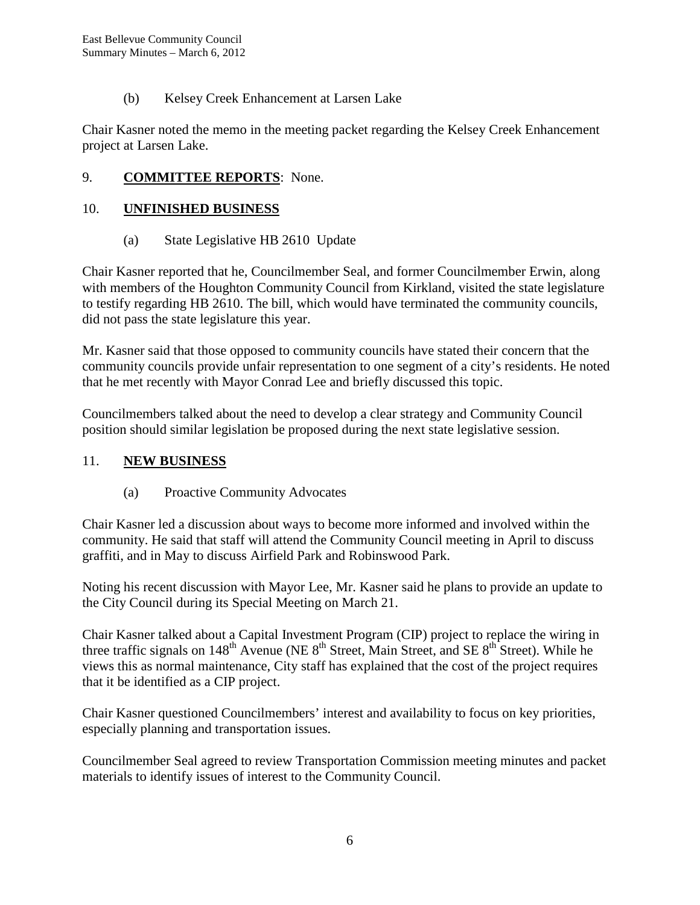(b) Kelsey Creek Enhancement at Larsen Lake

Chair Kasner noted the memo in the meeting packet regarding the Kelsey Creek Enhancement project at Larsen Lake.

9. **COMMITTEE REPORTS**: None.

10. **UNFINISHED BUSINESS**

(a) State Legislative HB 2610 Update

Chair Kasner reported that he, Councilmember Seal, and former Councilmember Erwin, along with members of the Houghton Community Council from Kirkland, visited the state legislature to testify regarding HB 2610. The bill, which would have terminated the community councils, did not pass the state legislature this year.

Mr. Kasner said that those opposed to community councils have stated their concern that the community councils provide unfair representation to one segment of a city's residents. He noted that he met recently with Mayor Conrad Lee and briefly discussed this topic.

Councilmembers talked about the need to develop a clear strategy and Community Council position should similar legislation be proposed during the next state legislative session.

11. **NEW BUSINESS**

(a) Proactive Community Advocates

Chair Kasner led a discussion about ways to become more informed and involved within the community. He said that staff will attend the Community Council meeting in April to discuss graffiti, and in May to discuss Airfield Park and Robinswood Park.

Noting his recent discussion with Mayor Lee, Mr. Kasner said he plans to provide an update to the City Council during its Special Meeting on March 21.

Chair Kasner talked about a Capital Investment Program (CIP) project to replace the wiring in three traffic signals on 148th Avenue (NE 8th Street, Main Street, and SE 8th Street). While he views this as normal maintenance, City staff has explained that the cost of the project requires that it be identified as a CIP project.

Chair Kasner questioned Councilmembers' interest and availability to focus on key priorities, especially planning and transportation issues.

Councilmember Seal agreed to review Transportation Commission meeting minutes and packet materials to identify issues of interest to the Community Council.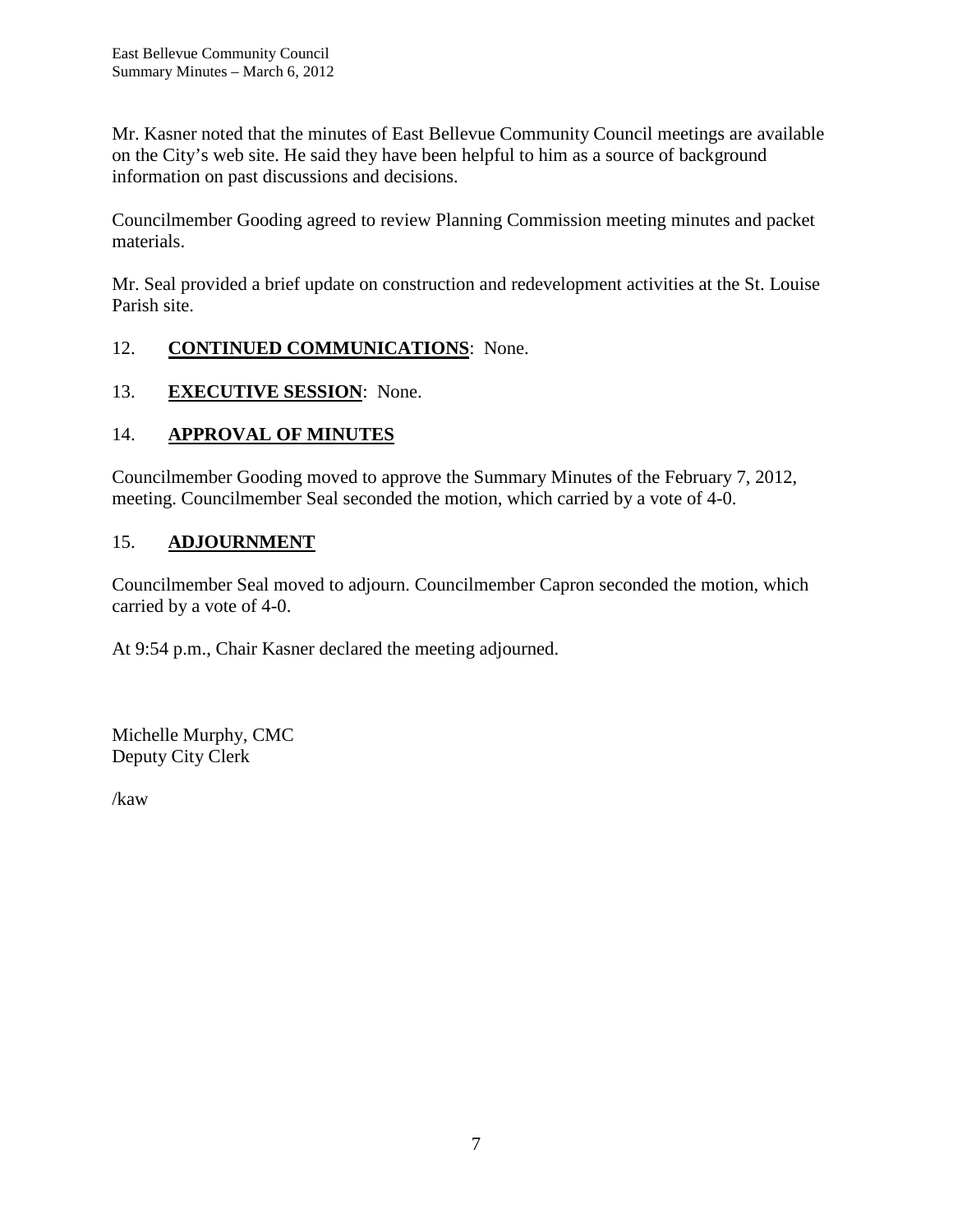Mr. Kasner noted that the minutes of East Bellevue Community Council meetings are available on the City's web site. He said they have been helpful to him as a source of background information on past discussions and decisions.

Councilmember Gooding agreed to review Planning Commission meeting minutes and packet materials.

Mr. Seal provided a brief update on construction and redevelopment activities at the St. Louise Parish site.

12. **CONTINUED COMMUNICATIONS**: None.

13. **EXECUTIVE SESSION**: None.

14. **APPROVAL OF MINUTES**

Councilmember Gooding moved to approve the Summary Minutes of the February 7, 2012, meeting. Councilmember Seal seconded the motion, which carried by a vote of 4-0.

15. **ADJOURNMENT**

Councilmember Seal moved to adjourn. Councilmember Capron seconded the motion, which carried by a vote of 4-0.

At 9:54 p.m., Chair Kasner declared the meeting adjourned.

Michelle Murphy, CMC
Deputy City Clerk

/kaw